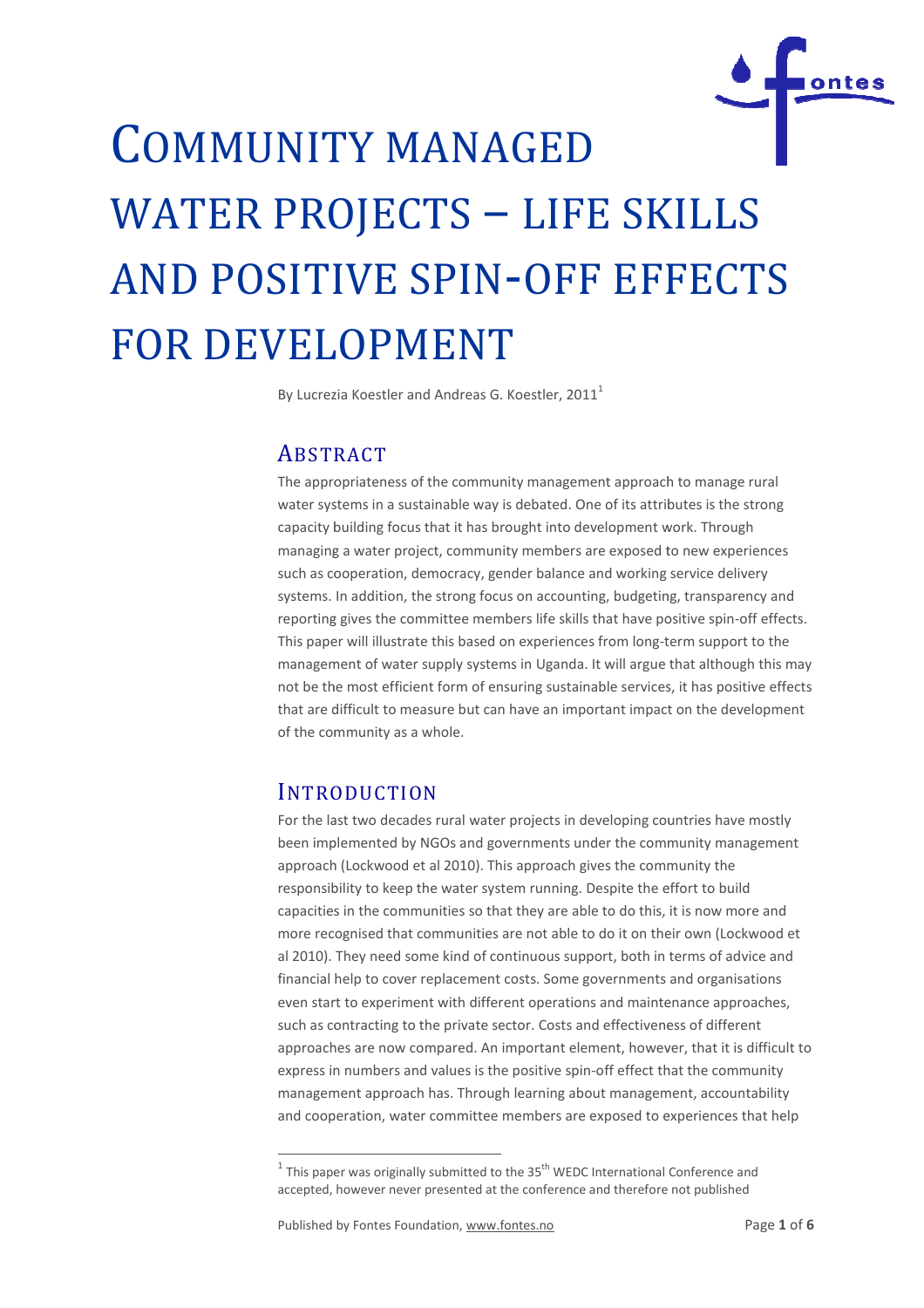# COMMUNITY MANAGED WATER PROJECTS – LIFE SKILLS AND POSITIVE SPIN-OFF EFFECTS FOR DEVELOPMENT

By Lucrezia Koestler and Andreas G. Koestler, 2011[1]

## ABSTRACT

The appropriateness of the community management approach to manage rural water systems in a sustainable way is debated. One of its attributes is the strong capacity building focus that it has brought into development work. Through managing a water project, community members are exposed to new experiences such as cooperation, democracy, gender balance and working service delivery systems. In addition, the strong focus on accounting, budgeting, transparency and reporting gives the committee members life skills that have positive spin-off effects. This paper will illustrate this based on experiences from long-term support to the management of water supply systems in Uganda. It will argue that although this may not be the most efficient form of ensuring sustainable services, it has positive effects that are difficult to measure but can have an important impact on the development of the community as a whole.

## INTRODUCTION

For the last two decades rural water projects in developing countries have mostly been implemented by NGOs and governments under the community management approach (Lockwood et al 2010). This approach gives the community the responsibility to keep the water system running. Despite the effort to build capacities in the communities so that they are able to do this, it is now more and more recognised that communities are not able to do it on their own (Lockwood et al 2010). They need some kind of continuous support, both in terms of advice and financial help to cover replacement costs. Some governments and organisations even start to experiment with different operations and maintenance approaches, such as contracting to the private sector. Costs and effectiveness of different approaches are now compared. An important element, however, that it is difficult to express in numbers and values is the positive spin-off effect that the community management approach has. Through learning about management, accountability and cooperation, water committee members are exposed to experiences that help

[1] This paper was originally submitted to the 35th WEDC International Conference and accepted, however never presented at the conference and therefore not published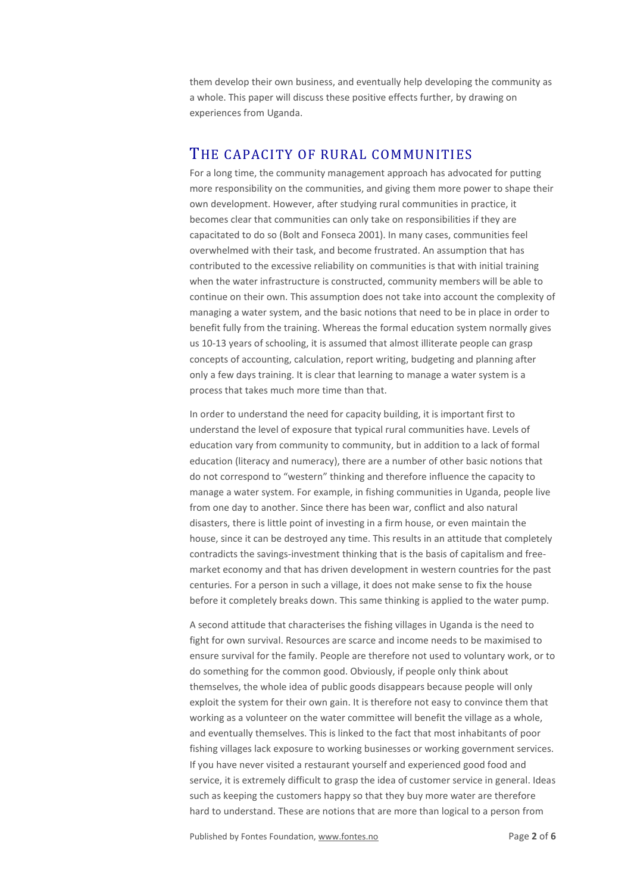them develop their own business, and eventually help developing the community as a whole. This paper will discuss these positive effects further, by drawing on experiences from Uganda.

## The capacity of rural communities

For a long time, the community management approach has advocated for putting more responsibility on the communities, and giving them more power to shape their own development. However, after studying rural communities in practice, it becomes clear that communities can only take on responsibilities if they are capacitated to do so (Bolt and Fonseca 2001). In many cases, communities feel overwhelmed with their task, and become frustrated. An assumption that has contributed to the excessive reliability on communities is that with initial training when the water infrastructure is constructed, community members will be able to continue on their own. This assumption does not take into account the complexity of managing a water system, and the basic notions that need to be in place in order to benefit fully from the training. Whereas the formal education system normally gives us 10-13 years of schooling, it is assumed that almost illiterate people can grasp concepts of accounting, calculation, report writing, budgeting and planning after only a few days training. It is clear that learning to manage a water system is a process that takes much more time than that.

In order to understand the need for capacity building, it is important first to understand the level of exposure that typical rural communities have. Levels of education vary from community to community, but in addition to a lack of formal education (literacy and numeracy), there are a number of other basic notions that do not correspond to "western" thinking and therefore influence the capacity to manage a water system. For example, in fishing communities in Uganda, people live from one day to another. Since there has been war, conflict and also natural disasters, there is little point of investing in a firm house, or even maintain the house, since it can be destroyed any time. This results in an attitude that completely contradicts the savings-investment thinking that is the basis of capitalism and free-market economy and that has driven development in western countries for the past centuries. For a person in such a village, it does not make sense to fix the house before it completely breaks down. This same thinking is applied to the water pump.

A second attitude that characterises the fishing villages in Uganda is the need to fight for own survival. Resources are scarce and income needs to be maximised to ensure survival for the family. People are therefore not used to voluntary work, or to do something for the common good. Obviously, if people only think about themselves, the whole idea of public goods disappears because people will only exploit the system for their own gain. It is therefore not easy to convince them that working as a volunteer on the water committee will benefit the village as a whole, and eventually themselves. This is linked to the fact that most inhabitants of poor fishing villages lack exposure to working businesses or working government services. If you have never visited a restaurant yourself and experienced good food and service, it is extremely difficult to grasp the idea of customer service in general. Ideas such as keeping the customers happy so that they buy more water are therefore hard to understand. These are notions that are more than logical to a person from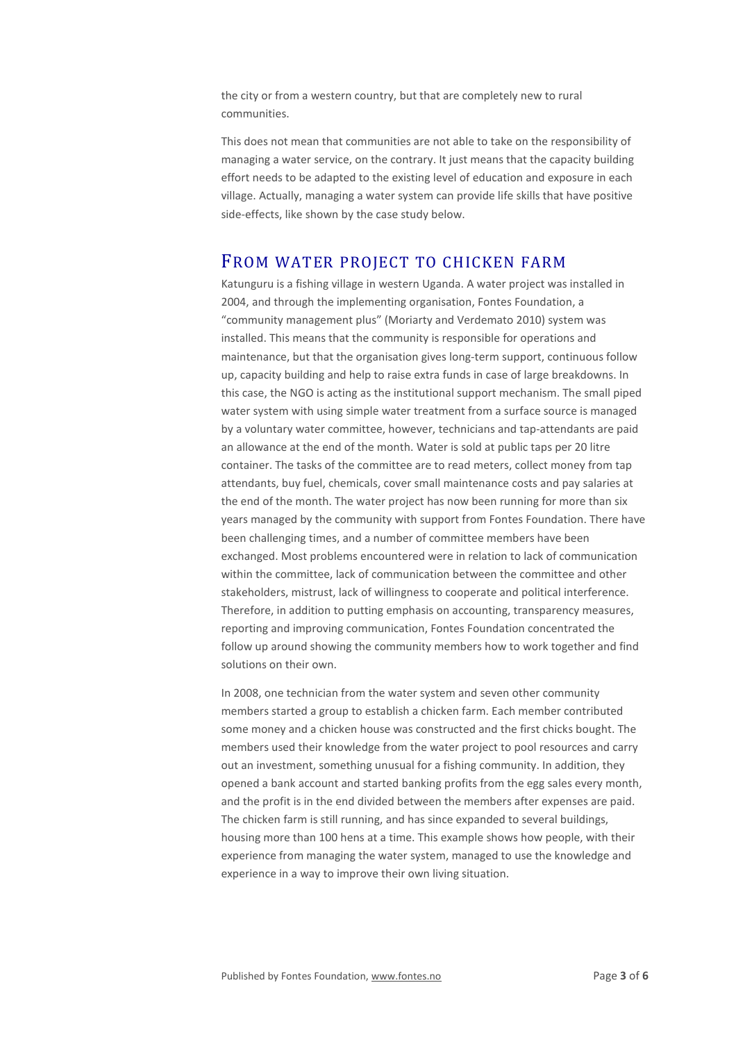the city or from a western country, but that are completely new to rural communities.

This does not mean that communities are not able to take on the responsibility of managing a water service, on the contrary. It just means that the capacity building effort needs to be adapted to the existing level of education and exposure in each village. Actually, managing a water system can provide life skills that have positive side-effects, like shown by the case study below.

## From water project to chicken farm

Katunguru is a fishing village in western Uganda. A water project was installed in 2004, and through the implementing organisation, Fontes Foundation, a "community management plus" (Moriarty and Verdemato 2010) system was installed. This means that the community is responsible for operations and maintenance, but that the organisation gives long-term support, continuous follow up, capacity building and help to raise extra funds in case of large breakdowns. In this case, the NGO is acting as the institutional support mechanism. The small piped water system with using simple water treatment from a surface source is managed by a voluntary water committee, however, technicians and tap-attendants are paid an allowance at the end of the month. Water is sold at public taps per 20 litre container. The tasks of the committee are to read meters, collect money from tap attendants, buy fuel, chemicals, cover small maintenance costs and pay salaries at the end of the month. The water project has now been running for more than six years managed by the community with support from Fontes Foundation. There have been challenging times, and a number of committee members have been exchanged. Most problems encountered were in relation to lack of communication within the committee, lack of communication between the committee and other stakeholders, mistrust, lack of willingness to cooperate and political interference. Therefore, in addition to putting emphasis on accounting, transparency measures, reporting and improving communication, Fontes Foundation concentrated the follow up around showing the community members how to work together and find solutions on their own.

In 2008, one technician from the water system and seven other community members started a group to establish a chicken farm. Each member contributed some money and a chicken house was constructed and the first chicks bought. The members used their knowledge from the water project to pool resources and carry out an investment, something unusual for a fishing community. In addition, they opened a bank account and started banking profits from the egg sales every month, and the profit is in the end divided between the members after expenses are paid. The chicken farm is still running, and has since expanded to several buildings, housing more than 100 hens at a time. This example shows how people, with their experience from managing the water system, managed to use the knowledge and experience in a way to improve their own living situation.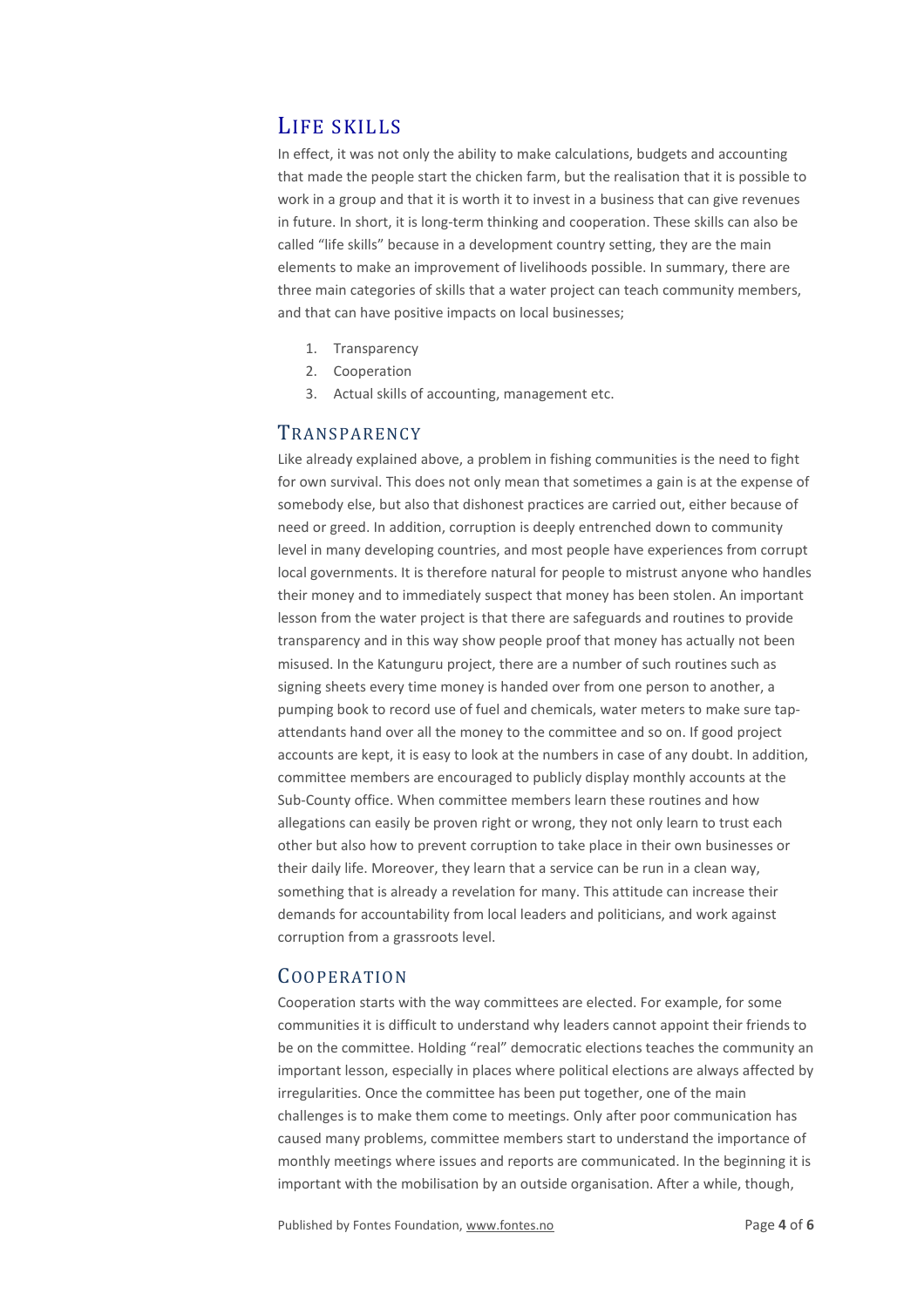## Life skills

In effect, it was not only the ability to make calculations, budgets and accounting that made the people start the chicken farm, but the realisation that it is possible to work in a group and that it is worth it to invest in a business that can give revenues in future. In short, it is long-term thinking and cooperation. These skills can also be called "life skills" because in a development country setting, they are the main elements to make an improvement of livelihoods possible. In summary, there are three main categories of skills that a water project can teach community members, and that can have positive impacts on local businesses;

1. Transparency
2. Cooperation
3. Actual skills of accounting, management etc.

### Transparency

Like already explained above, a problem in fishing communities is the need to fight for own survival. This does not only mean that sometimes a gain is at the expense of somebody else, but also that dishonest practices are carried out, either because of need or greed. In addition, corruption is deeply entrenched down to community level in many developing countries, and most people have experiences from corrupt local governments. It is therefore natural for people to mistrust anyone who handles their money and to immediately suspect that money has been stolen. An important lesson from the water project is that there are safeguards and routines to provide transparency and in this way show people proof that money has actually not been misused. In the Katunguru project, there are a number of such routines such as signing sheets every time money is handed over from one person to another, a pumping book to record use of fuel and chemicals, water meters to make sure tap-attendants hand over all the money to the committee and so on. If good project accounts are kept, it is easy to look at the numbers in case of any doubt. In addition, committee members are encouraged to publicly display monthly accounts at the Sub-County office. When committee members learn these routines and how allegations can easily be proven right or wrong, they not only learn to trust each other but also how to prevent corruption to take place in their own businesses or their daily life. Moreover, they learn that a service can be run in a clean way, something that is already a revelation for many. This attitude can increase their demands for accountability from local leaders and politicians, and work against corruption from a grassroots level.

### Cooperation

Cooperation starts with the way committees are elected. For example, for some communities it is difficult to understand why leaders cannot appoint their friends to be on the committee. Holding "real" democratic elections teaches the community an important lesson, especially in places where political elections are always affected by irregularities. Once the committee has been put together, one of the main challenges is to make them come to meetings. Only after poor communication has caused many problems, committee members start to understand the importance of monthly meetings where issues and reports are communicated. In the beginning it is important with the mobilisation by an outside organisation. After a while, though,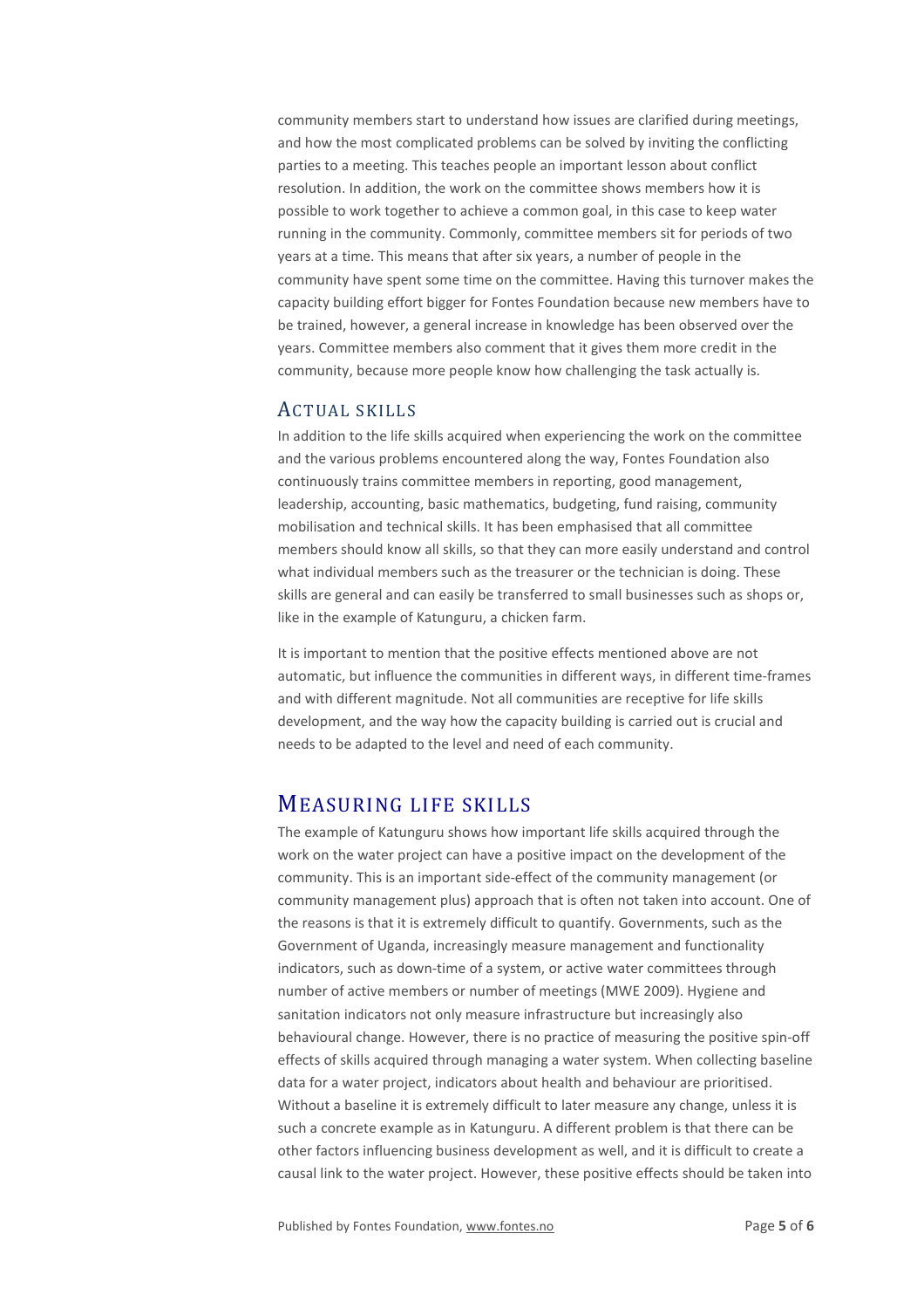community members start to understand how issues are clarified during meetings, and how the most complicated problems can be solved by inviting the conflicting parties to a meeting. This teaches people an important lesson about conflict resolution. In addition, the work on the committee shows members how it is possible to work together to achieve a common goal, in this case to keep water running in the community. Commonly, committee members sit for periods of two years at a time. This means that after six years, a number of people in the community have spent some time on the committee. Having this turnover makes the capacity building effort bigger for Fontes Foundation because new members have to be trained, however, a general increase in knowledge has been observed over the years. Committee members also comment that it gives them more credit in the community, because more people know how challenging the task actually is.

### Actual skills

In addition to the life skills acquired when experiencing the work on the committee and the various problems encountered along the way, Fontes Foundation also continuously trains committee members in reporting, good management, leadership, accounting, basic mathematics, budgeting, fund raising, community mobilisation and technical skills. It has been emphasised that all committee members should know all skills, so that they can more easily understand and control what individual members such as the treasurer or the technician is doing. These skills are general and can easily be transferred to small businesses such as shops or, like in the example of Katunguru, a chicken farm.

It is important to mention that the positive effects mentioned above are not automatic, but influence the communities in different ways, in different time-frames and with different magnitude. Not all communities are receptive for life skills development, and the way how the capacity building is carried out is crucial and needs to be adapted to the level and need of each community.

## Measuring life skills

The example of Katunguru shows how important life skills acquired through the work on the water project can have a positive impact on the development of the community. This is an important side-effect of the community management (or community management plus) approach that is often not taken into account. One of the reasons is that it is extremely difficult to quantify. Governments, such as the Government of Uganda, increasingly measure management and functionality indicators, such as down-time of a system, or active water committees through number of active members or number of meetings (MWE 2009). Hygiene and sanitation indicators not only measure infrastructure but increasingly also behavioural change. However, there is no practice of measuring the positive spin-off effects of skills acquired through managing a water system. When collecting baseline data for a water project, indicators about health and behaviour are prioritised. Without a baseline it is extremely difficult to later measure any change, unless it is such a concrete example as in Katunguru. A different problem is that there can be other factors influencing business development as well, and it is difficult to create a causal link to the water project. However, these positive effects should be taken into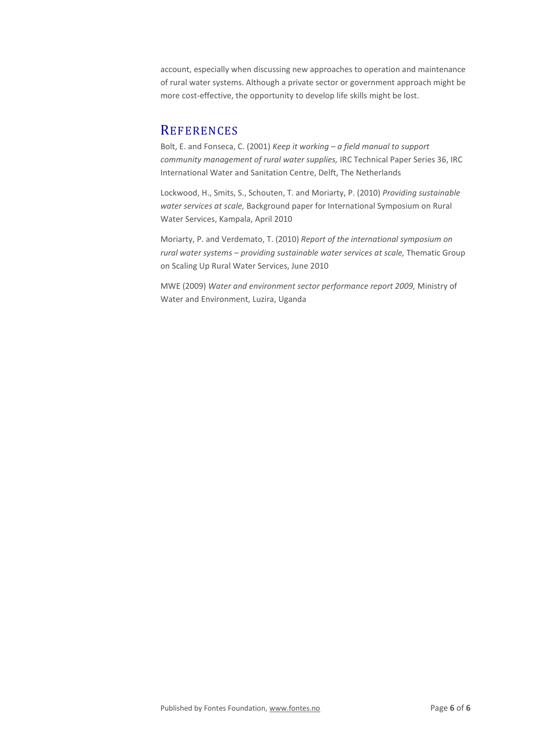account, especially when discussing new approaches to operation and maintenance of rural water systems. Although a private sector or government approach might be more cost-effective, the opportunity to develop life skills might be lost.

## References

Bolt, E. and Fonseca, C. (2001) *Keep it working – a field manual to support community management of rural water supplies,* IRC Technical Paper Series 36, IRC International Water and Sanitation Centre, Delft, The Netherlands

Lockwood, H., Smits, S., Schouten, T. and Moriarty, P. (2010) *Providing sustainable water services at scale,* Background paper for International Symposium on Rural Water Services, Kampala, April 2010

Moriarty, P. and Verdemato, T. (2010) *Report of the international symposium on rural water systems – providing sustainable water services at scale,* Thematic Group on Scaling Up Rural Water Services, June 2010

MWE (2009) *Water and environment sector performance report 2009,* Ministry of Water and Environment, Luzira, Uganda